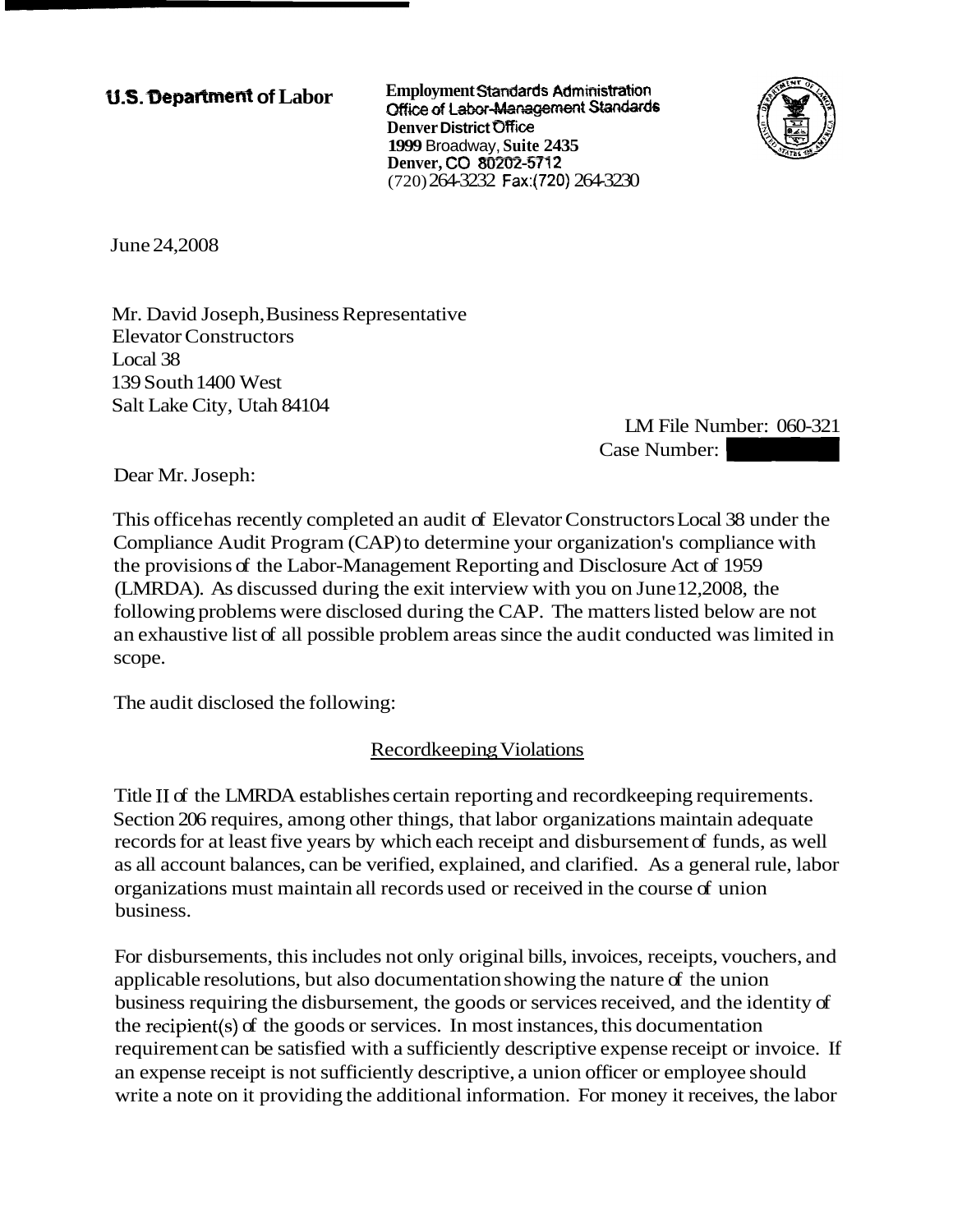**U.S. Department of Labor**

**Employment Standards Administration**
Office of Labor-Management Standards
**Denver District Office**
**1999** Broadway, **Suite 2435**
**Denver, CO 80202-5712**
(720) 264-3232 Fax: (720) 264-3230

June 24, 2008

Mr. David Joseph, Business Representative
Elevator Constructors
Local 38
139 South 1400 West
Salt Lake City, Utah 84104

LM File Number: 060-321
Case Number:

Dear Mr. Joseph:

This office has recently completed an audit of Elevator Constructors Local 38 under the Compliance Audit Program (CAP) to determine your organization's compliance with the provisions of the Labor-Management Reporting and Disclosure Act of 1959 (LMRDA). As discussed during the exit interview with you on June 12, 2008, the following problems were disclosed during the CAP. The matters listed below are not an exhaustive list of all possible problem areas since the audit conducted was limited in scope.

The audit disclosed the following:

Recordkeeping Violations

Title II of the LMRDA establishes certain reporting and recordkeeping requirements. Section 206 requires, among other things, that labor organizations maintain adequate records for at least five years by which each receipt and disbursement of funds, as well as all account balances, can be verified, explained, and clarified. As a general rule, labor organizations must maintain all records used or received in the course of union business.

For disbursements, this includes not only original bills, invoices, receipts, vouchers, and applicable resolutions, but also documentation showing the nature of the union business requiring the disbursement, the goods or services received, and the identity of the recipient(s) of the goods or services. In most instances, this documentation requirement can be satisfied with a sufficiently descriptive expense receipt or invoice. If an expense receipt is not sufficiently descriptive, a union officer or employee should write a note on it providing the additional information. For money it receives, the labor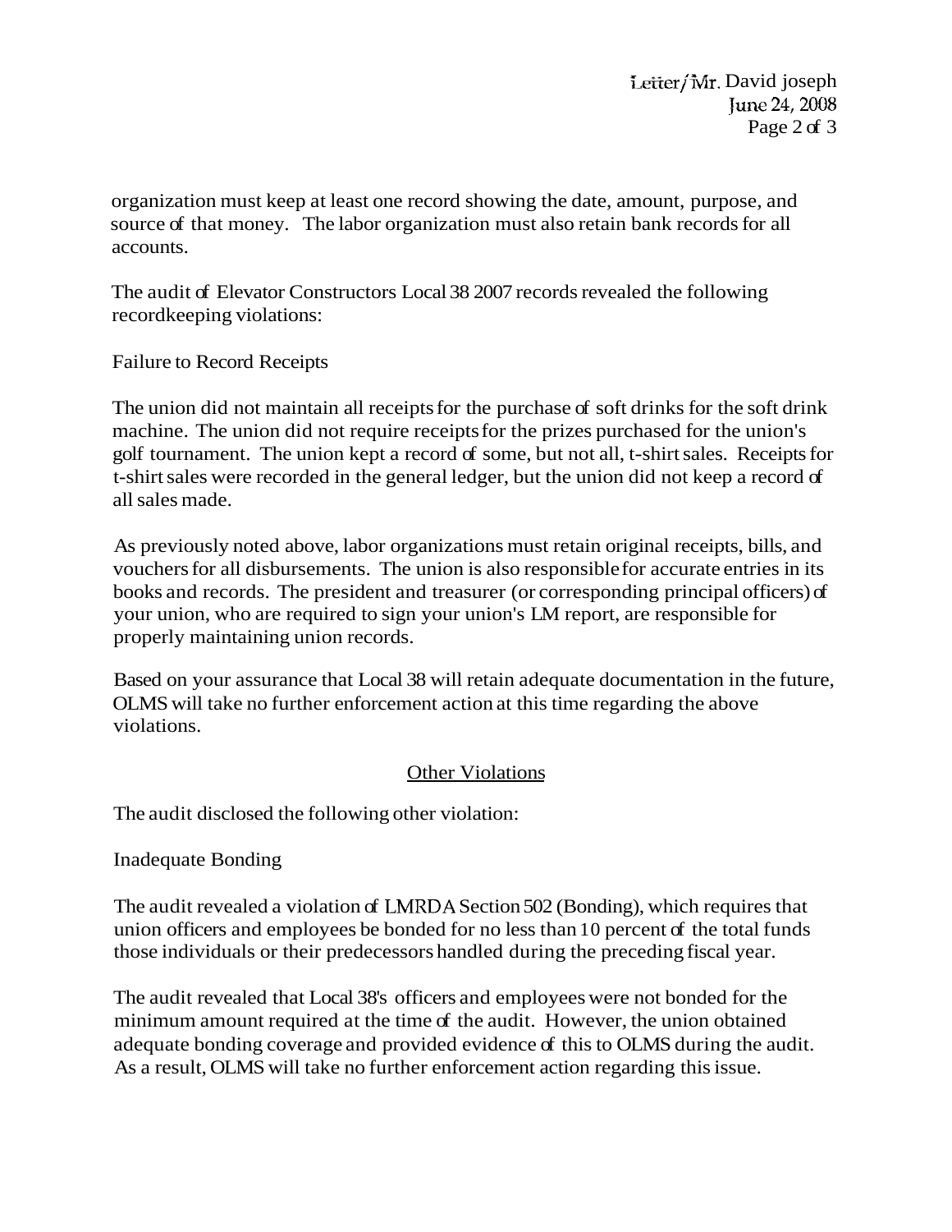organization must keep at least one record showing the date, amount, purpose, and source of that money. The labor organization must also retain bank records for all accounts.

The audit of Elevator Constructors Local 38 2007 records revealed the following recordkeeping violations:

Failure to Record Receipts

The union did not maintain all receipts for the purchase of soft drinks for the soft drink machine. The union did not require receipts for the prizes purchased for the union's golf tournament. The union kept a record of some, but not all, t-shirt sales. Receipts for t-shirt sales were recorded in the general ledger, but the union did not keep a record of all sales made.

As previously noted above, labor organizations must retain original receipts, bills, and vouchers for all disbursements. The union is also responsible for accurate entries in its books and records. The president and treasurer (or corresponding principal officers) of your union, who are required to sign your union's LM report, are responsible for properly maintaining union records.

Based on your assurance that Local 38 will retain adequate documentation in the future, OLMS will take no further enforcement action at this time regarding the above violations.

## Other Violations

The audit disclosed the following other violation:

Inadequate Bonding

The audit revealed a violation of LMRDA Section 502 (Bonding), which requires that union officers and employees be bonded for no less than 10 percent of the total funds those individuals or their predecessors handled during the preceding fiscal year.

The audit revealed that Local 38's officers and employees were not bonded for the minimum amount required at the time of the audit. However, the union obtained adequate bonding coverage and provided evidence of this to OLMS during the audit. As a result, OLMS will take no further enforcement action regarding this issue.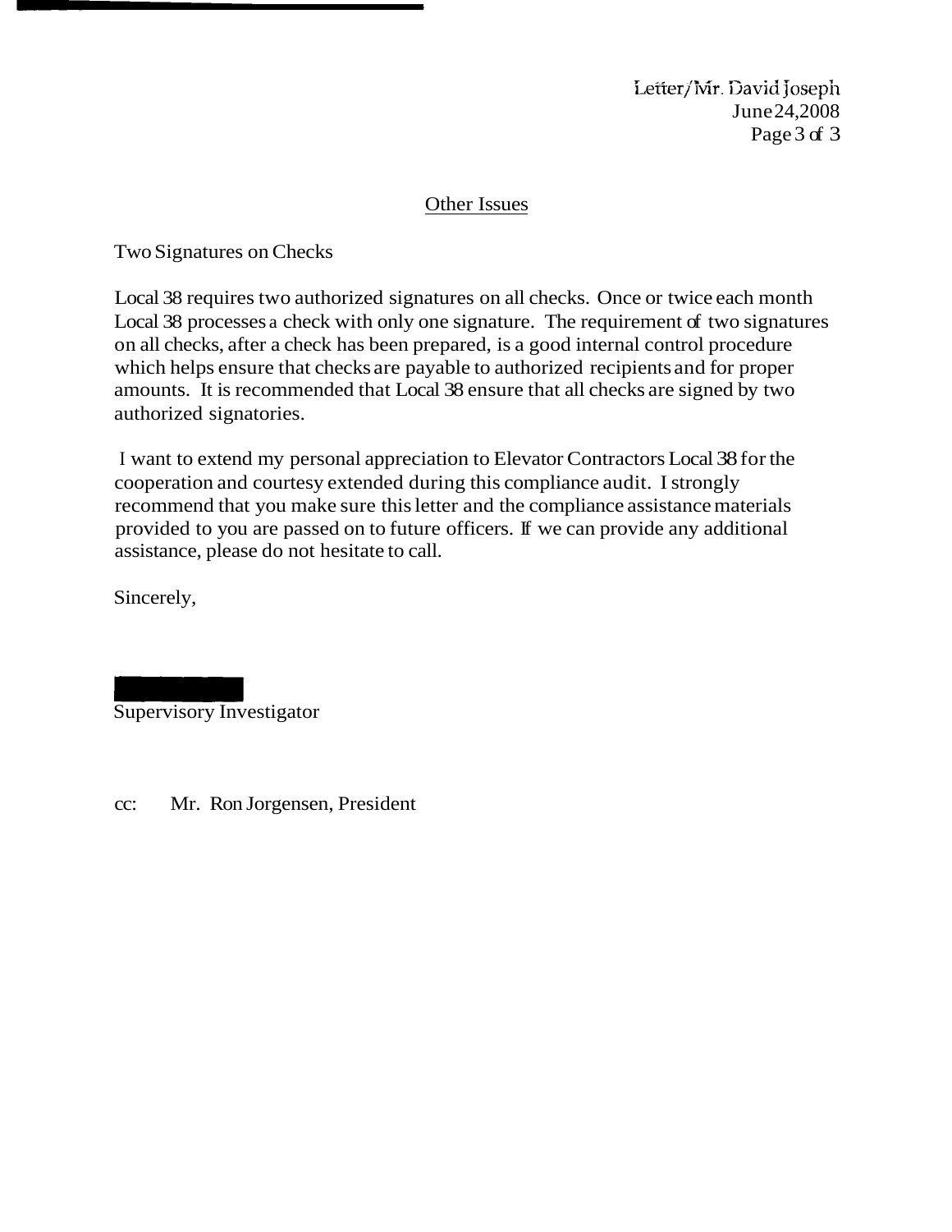## Other Issues

Two Signatures on Checks

Local 38 requires two authorized signatures on all checks. Once or twice each month Local 38 processes a check with only one signature. The requirement of two signatures on all checks, after a check has been prepared, is a good internal control procedure which helps ensure that checks are payable to authorized recipients and for proper amounts. It is recommended that Local 38 ensure that all checks are signed by two authorized signatories.

I want to extend my personal appreciation to Elevator Contractors Local 38 for the cooperation and courtesy extended during this compliance audit. I strongly recommend that you make sure this letter and the compliance assistance materials provided to you are passed on to future officers. If we can provide any additional assistance, please do not hesitate to call.

Sincerely,

Supervisory Investigator

cc: Mr. Ron Jorgensen, President